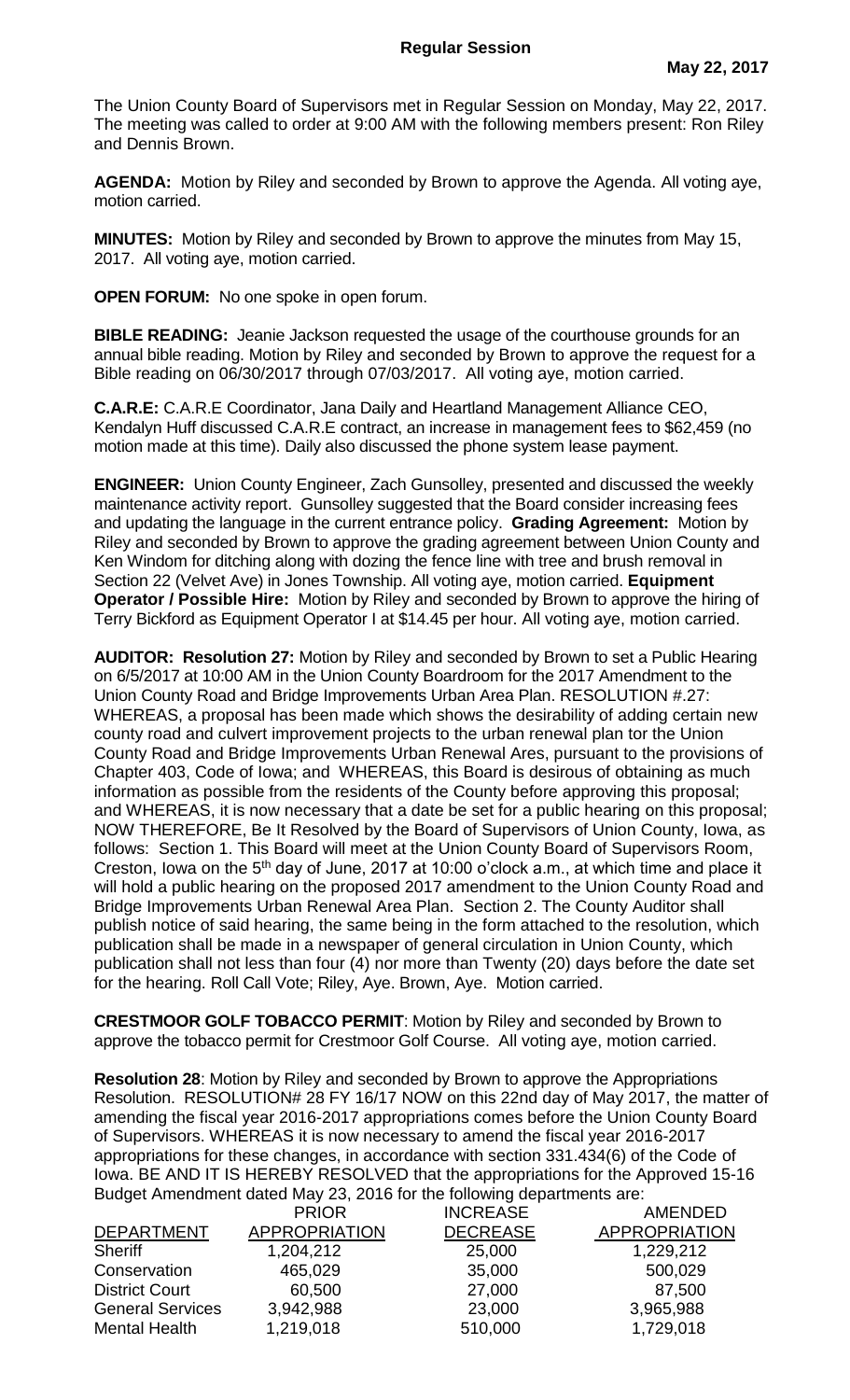## Regular Session

**May 22, 2017**

The Union County Board of Supervisors met in Regular Session on Monday, May 22, 2017. The meeting was called to order at 9:00 AM with the following members present: Ron Riley and Dennis Brown.

**AGENDA:** Motion by Riley and seconded by Brown to approve the Agenda. All voting aye, motion carried.

**MINUTES:** Motion by Riley and seconded by Brown to approve the minutes from May 15, 2017. All voting aye, motion carried.

**OPEN FORUM:** No one spoke in open forum.

**BIBLE READING:** Jeanie Jackson requested the usage of the courthouse grounds for an annual bible reading. Motion by Riley and seconded by Brown to approve the request for a Bible reading on 06/30/2017 through 07/03/2017. All voting aye, motion carried.

**C.A.R.E:** C.A.R.E Coordinator, Jana Daily and Heartland Management Alliance CEO, Kendalyn Huff discussed C.A.R.E contract, an increase in management fees to $62,459 (no motion made at this time). Daily also discussed the phone system lease payment.

**ENGINEER:** Union County Engineer, Zach Gunsolley, presented and discussed the weekly maintenance activity report. Gunsolley suggested that the Board consider increasing fees and updating the language in the current entrance policy. **Grading Agreement:** Motion by Riley and seconded by Brown to approve the grading agreement between Union County and Ken Windom for ditching along with dozing the fence line with tree and brush removal in Section 22 (Velvet Ave) in Jones Township. All voting aye, motion carried. **Equipment Operator / Possible Hire:** Motion by Riley and seconded by Brown to approve the hiring of Terry Bickford as Equipment Operator I at $14.45 per hour. All voting aye, motion carried.

**AUDITOR: Resolution 27:** Motion by Riley and seconded by Brown to set a Public Hearing on 6/5/2017 at 10:00 AM in the Union County Boardroom for the 2017 Amendment to the Union County Road and Bridge Improvements Urban Area Plan. RESOLUTION #.27: WHEREAS, a proposal has been made which shows the desirability of adding certain new county road and culvert improvement projects to the urban renewal plan tor the Union County Road and Bridge Improvements Urban Renewal Ares, pursuant to the provisions of Chapter 403, Code of Iowa; and WHEREAS, this Board is desirous of obtaining as much information as possible from the residents of the County before approving this proposal; and WHEREAS, it is now necessary that a date be set for a public hearing on this proposal; NOW THEREFORE, Be It Resolved by the Board of Supervisors of Union County, Iowa, as follows: Section 1. This Board will meet at the Union County Board of Supervisors Room, Creston, Iowa on the 5th day of June, 2017 at 10:00 o'clock a.m., at which time and place it will hold a public hearing on the proposed 2017 amendment to the Union County Road and Bridge Improvements Urban Renewal Area Plan. Section 2. The County Auditor shall publish notice of said hearing, the same being in the form attached to the resolution, which publication shall be made in a newspaper of general circulation in Union County, which publication shall not less than four (4) nor more than Twenty (20) days before the date set for the hearing. Roll Call Vote; Riley, Aye. Brown, Aye. Motion carried.

**CRESTMOOR GOLF TOBACCO PERMIT**: Motion by Riley and seconded by Brown to approve the tobacco permit for Crestmoor Golf Course. All voting aye, motion carried.

**Resolution 28**: Motion by Riley and seconded by Brown to approve the Appropriations Resolution. RESOLUTION# 28 FY 16/17 NOW on this 22nd day of May 2017, the matter of amending the fiscal year 2016-2017 appropriations comes before the Union County Board of Supervisors. WHEREAS it is now necessary to amend the fiscal year 2016-2017 appropriations for these changes, in accordance with section 331.434(6) of the Code of Iowa. BE AND IT IS HEREBY RESOLVED that the appropriations for the Approved 15-16 Budget Amendment dated May 23, 2016 for the following departments are:

| DEPARTMENT | PRIOR APPROPRIATION | INCREASE DECREASE | AMENDED APPROPRIATION |
|---|---|---|---|
| Sheriff | 1,204,212 | 25,000 | 1,229,212 |
| Conservation | 465,029 | 35,000 | 500,029 |
| District Court | 60,500 | 27,000 | 87,500 |
| General Services | 3,942,988 | 23,000 | 3,965,988 |
| Mental Health | 1,219,018 | 510,000 | 1,729,018 |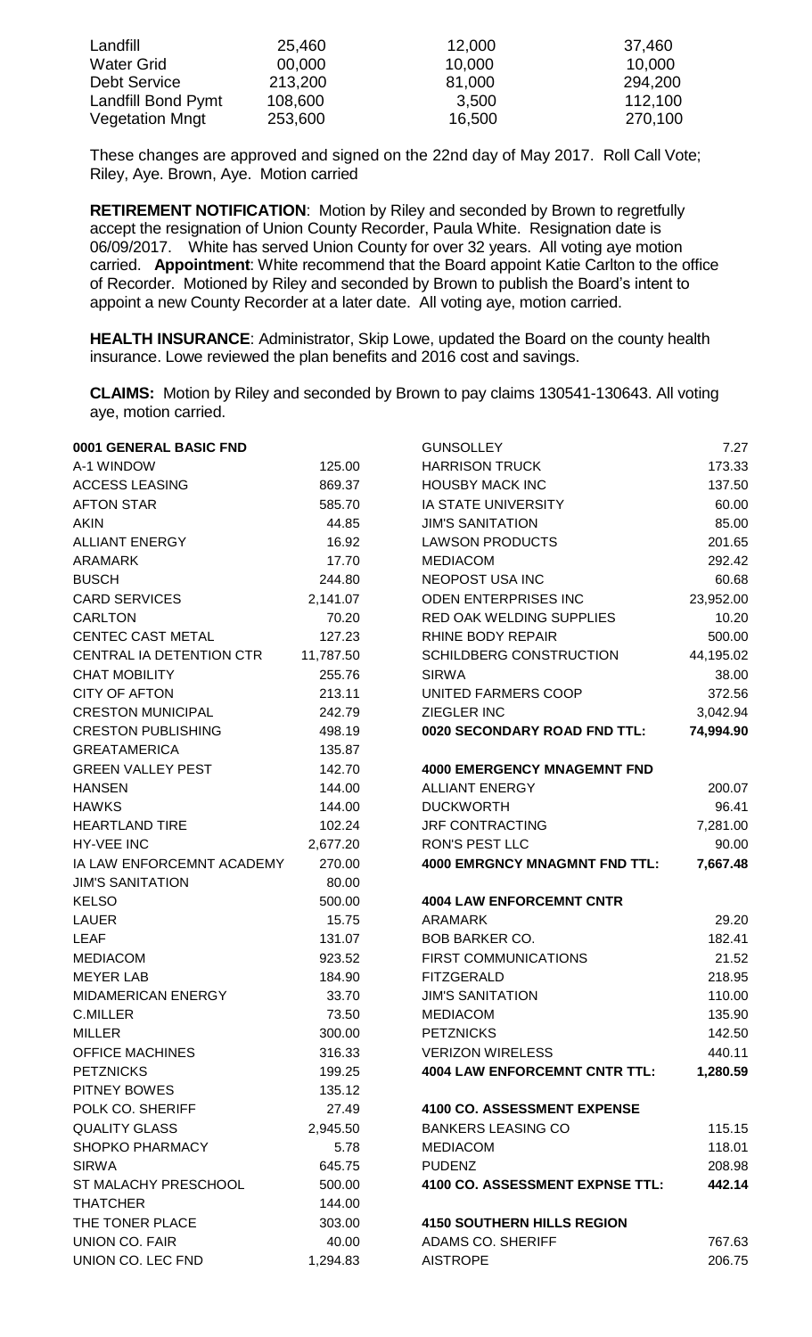| | | | |
|---|---|---|---|
| Landfill | 25,460 | 12,000 | 37,460 |
| Water Grid | 00,000 | 10,000 | 10,000 |
| Debt Service | 213,200 | 81,000 | 294,200 |
| Landfill Bond Pymt | 108,600 | 3,500 | 112,100 |
| Vegetation Mngt | 253,600 | 16,500 | 270,100 |

These changes are approved and signed on the 22nd day of May 2017. Roll Call Vote; Riley, Aye. Brown, Aye. Motion carried

**RETIREMENT NOTIFICATION**: Motion by Riley and seconded by Brown to regretfully accept the resignation of Union County Recorder, Paula White. Resignation date is 06/09/2017. White has served Union County for over 32 years. All voting aye motion carried. **Appointment**: White recommend that the Board appoint Katie Carlton to the office of Recorder. Motioned by Riley and seconded by Brown to publish the Board's intent to appoint a new County Recorder at a later date. All voting aye, motion carried.

**HEALTH INSURANCE**: Administrator, Skip Lowe, updated the Board on the county health insurance. Lowe reviewed the plan benefits and 2016 cost and savings.

**CLAIMS:** Motion by Riley and seconded by Brown to pay claims 130541-130643. All voting aye, motion carried.

| | |
|---|---|
| **0001 GENERAL BASIC FND** | |
| A-1 WINDOW | 125.00 |
| ACCESS LEASING | 869.37 |
| AFTON STAR | 585.70 |
| AKIN | 44.85 |
| ALLIANT ENERGY | 16.92 |
| ARAMARK | 17.70 |
| BUSCH | 244.80 |
| CARD SERVICES | 2,141.07 |
| CARLTON | 70.20 |
| CENTEC CAST METAL | 127.23 |
| CENTRAL IA DETENTION CTR | 11,787.50 |
| CHAT MOBILITY | 255.76 |
| CITY OF AFTON | 213.11 |
| CRESTON MUNICIPAL | 242.79 |
| CRESTON PUBLISHING | 498.19 |
| GREATAMERICA | 135.87 |
| GREEN VALLEY PEST | 142.70 |
| HANSEN | 144.00 |
| HAWKS | 144.00 |
| HEARTLAND TIRE | 102.24 |
| HY-VEE INC | 2,677.20 |
| IA LAW ENFORCEMNT ACADEMY | 270.00 |
| JIM'S SANITATION | 80.00 |
| KELSO | 500.00 |
| LAUER | 15.75 |
| LEAF | 131.07 |
| MEDIACOM | 923.52 |
| MEYER LAB | 184.90 |
| MIDAMERICAN ENERGY | 33.70 |
| C.MILLER | 73.50 |
| MILLER | 300.00 |
| OFFICE MACHINES | 316.33 |
| PETZNICKS | 199.25 |
| PITNEY BOWES | 135.12 |
| POLK CO. SHERIFF | 27.49 |
| QUALITY GLASS | 2,945.50 |
| SHOPKO PHARMACY | 5.78 |
| SIRWA | 645.75 |
| ST MALACHY PRESCHOOL | 500.00 |
| THATCHER | 144.00 |
| THE TONER PLACE | 303.00 |
| UNION CO. FAIR | 40.00 |
| UNION CO. LEC FND | 1,294.83 |

| | |
|---|---|
| GUNSOLLEY | 7.27 |
| HARRISON TRUCK | 173.33 |
| HOUSBY MACK INC | 137.50 |
| IA STATE UNIVERSITY | 60.00 |
| JIM'S SANITATION | 85.00 |
| LAWSON PRODUCTS | 201.65 |
| MEDIACOM | 292.42 |
| NEOPOST USA INC | 60.68 |
| ODEN ENTERPRISES INC | 23,952.00 |
| RED OAK WELDING SUPPLIES | 10.20 |
| RHINE BODY REPAIR | 500.00 |
| SCHILDBERG CONSTRUCTION | 44,195.02 |
| SIRWA | 38.00 |
| UNITED FARMERS COOP | 372.56 |
| ZIEGLER INC | 3,042.94 |
| **0020 SECONDARY ROAD FND TTL:** | **74,994.90** |
| | |
| **4000 EMERGENCY MNAGEMNT FND** | |
| ALLIANT ENERGY | 200.07 |
| DUCKWORTH | 96.41 |
| JRF CONTRACTING | 7,281.00 |
| RON'S PEST LLC | 90.00 |
| **4000 EMRGNCY MNAGMNT FND TTL:** | **7,667.48** |
| | |
| **4004 LAW ENFORCEMNT CNTR** | |
| ARAMARK | 29.20 |
| BOB BARKER CO. | 182.41 |
| FIRST COMMUNICATIONS | 21.52 |
| FITZGERALD | 218.95 |
| JIM'S SANITATION | 110.00 |
| MEDIACOM | 135.90 |
| PETZNICKS | 142.50 |
| VERIZON WIRELESS | 440.11 |
| **4004 LAW ENFORCEMNT CNTR TTL:** | **1,280.59** |
| | |
| **4100 CO. ASSESSMENT EXPENSE** | |
| BANKERS LEASING CO | 115.15 |
| MEDIACOM | 118.01 |
| PUDENZ | 208.98 |
| **4100 CO. ASSESSMENT EXPNSE TTL:** | **442.14** |
| | |
| **4150 SOUTHERN HILLS REGION** | |
| ADAMS CO. SHERIFF | 767.63 |
| AISTROPE | 206.75 |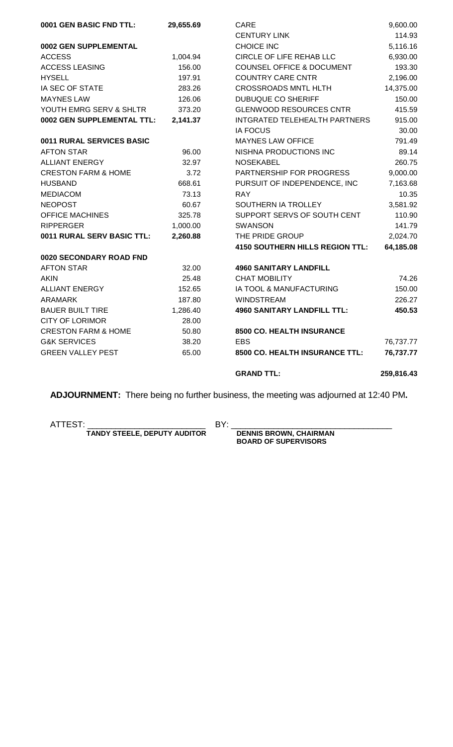| | |
|---|---|
| **0001 GEN BASIC FND TTL:** | **29,655.69** |
| | |
| **0002 GEN SUPPLEMENTAL** | |
| ACCESS | 1,004.94 |
| ACCESS LEASING | 156.00 |
| HYSELL | 197.91 |
| IA SEC OF STATE | 283.26 |
| MAYNES LAW | 126.06 |
| YOUTH EMRG SERV & SHLTR | 373.20 |
| **0002 GEN SUPPLEMENTAL TTL:** | **2,141.37** |
| | |
| **0011 RURAL SERVICES BASIC** | |
| AFTON STAR | 96.00 |
| ALLIANT ENERGY | 32.97 |
| CRESTON FARM & HOME | 3.72 |
| HUSBAND | 668.61 |
| MEDIACOM | 73.13 |
| NEOPOST | 60.67 |
| OFFICE MACHINES | 325.78 |
| RIPPERGER | 1,000.00 |
| **0011 RURAL SERV BASIC TTL:** | **2,260.88** |
| | |
| **0020 SECONDARY ROAD FND** | |
| AFTON STAR | 32.00 |
| AKIN | 25.48 |
| ALLIANT ENERGY | 152.65 |
| ARAMARK | 187.80 |
| BAUER BUILT TIRE | 1,286.40 |
| CITY OF LORIMOR | 28.00 |
| CRESTON FARM & HOME | 50.80 |
| G&K SERVICES | 38.20 |
| GREEN VALLEY PEST | 65.00 |
| CARE | 9,600.00 |
| CENTURY LINK | 114.93 |
| CHOICE INC | 5,116.16 |
| CIRCLE OF LIFE REHAB LLC | 6,930.00 |
| COUNSEL OFFICE & DOCUMENT | 193.30 |
| COUNTRY CARE CNTR | 2,196.00 |
| CROSSROADS MNTL HLTH | 14,375.00 |
| DUBUQUE CO SHERIFF | 150.00 |
| GLENWOOD RESOURCES CNTR | 415.59 |
| INTGRATED TELEHEALTH PARTNERS | 915.00 |
| IA FOCUS | 30.00 |
| MAYNES LAW OFFICE | 791.49 |
| NISHNA PRODUCTIONS INC | 89.14 |
| NOSEKABEL | 260.75 |
| PARTNERSHIP FOR PROGRESS | 9,000.00 |
| PURSUIT OF INDEPENDENCE, INC | 7,163.68 |
| RAY | 10.35 |
| SOUTHERN IA TROLLEY | 3,581.92 |
| SUPPORT SERVS OF SOUTH CENT | 110.90 |
| SWANSON | 141.79 |
| THE PRIDE GROUP | 2,024.70 |
| **4150 SOUTHERN HILLS REGION TTL:** | **64,185.08** |
| | |
| **4960 SANITARY LANDFILL** | |
| CHAT MOBILITY | 74.26 |
| IA TOOL & MANUFACTURING | 150.00 |
| WINDSTREAM | 226.27 |
| **4960 SANITARY LANDFILL TTL:** | **450.53** |
| | |
| **8500 CO. HEALTH INSURANCE** | |
| EBS | 76,737.77 |
| **8500 CO. HEALTH INSURANCE TTL:** | **76,737.77** |
| | |
| **GRAND TTL:** | **259,816.43** |

**ADJOURNMENT:** There being no further business, the meeting was adjourned at 12:40 PM**.**

ATTEST: ___________________________ BY: ___________________________________

**TANDY STEELE, DEPUTY AUDITOR**

**DENNIS BROWN, CHAIRMAN**
**BOARD OF SUPERVISORS**